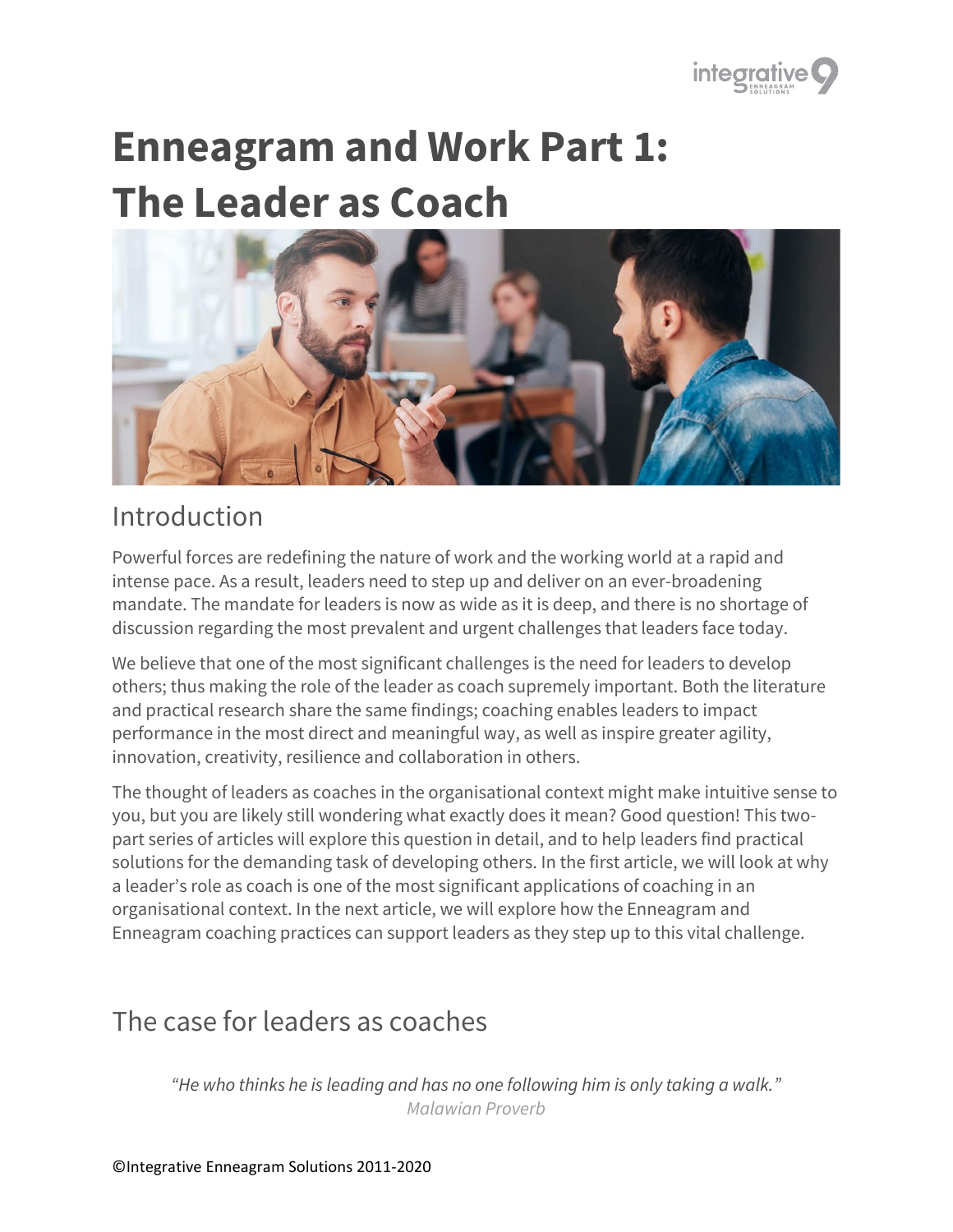# Enneagram and Work Part 1: The Leader as Coach

## Introduction

Powerful forces are redefining the nature of work and the working world at a rapid and intense pace. As a result, leaders need to step up and deliver on an ever-broadening mandate. The mandate for leaders is now as wide as it is deep, and there is no shortage of discussion regarding the most prevalent and urgent challenges that leaders face today.

We believe that one of the most significant challenges is the need for leaders to develop others; thus making the role of the leader as coach supremely important. Both the literature and practical research share the same findings; coaching enables leaders to impact performance in the most direct and meaningful way, as well as inspire greater agility, innovation, creativity, resilience and collaboration in others.

The thought of leaders as coaches in the organisational context might make intuitive sense to you, but you are likely still wondering what exactly does it mean? Good question! This two-part series of articles will explore this question in detail, and to help leaders find practical solutions for the demanding task of developing others. In the first article, we will look at why a leader's role as coach is one of the most significant applications of coaching in an organisational context. In the next article, we will explore how the Enneagram and Enneagram coaching practices can support leaders as they step up to this vital challenge.

## The case for leaders as coaches

*"He who thinks he is leading and has no one following him is only taking a walk."*
*Malawian Proverb*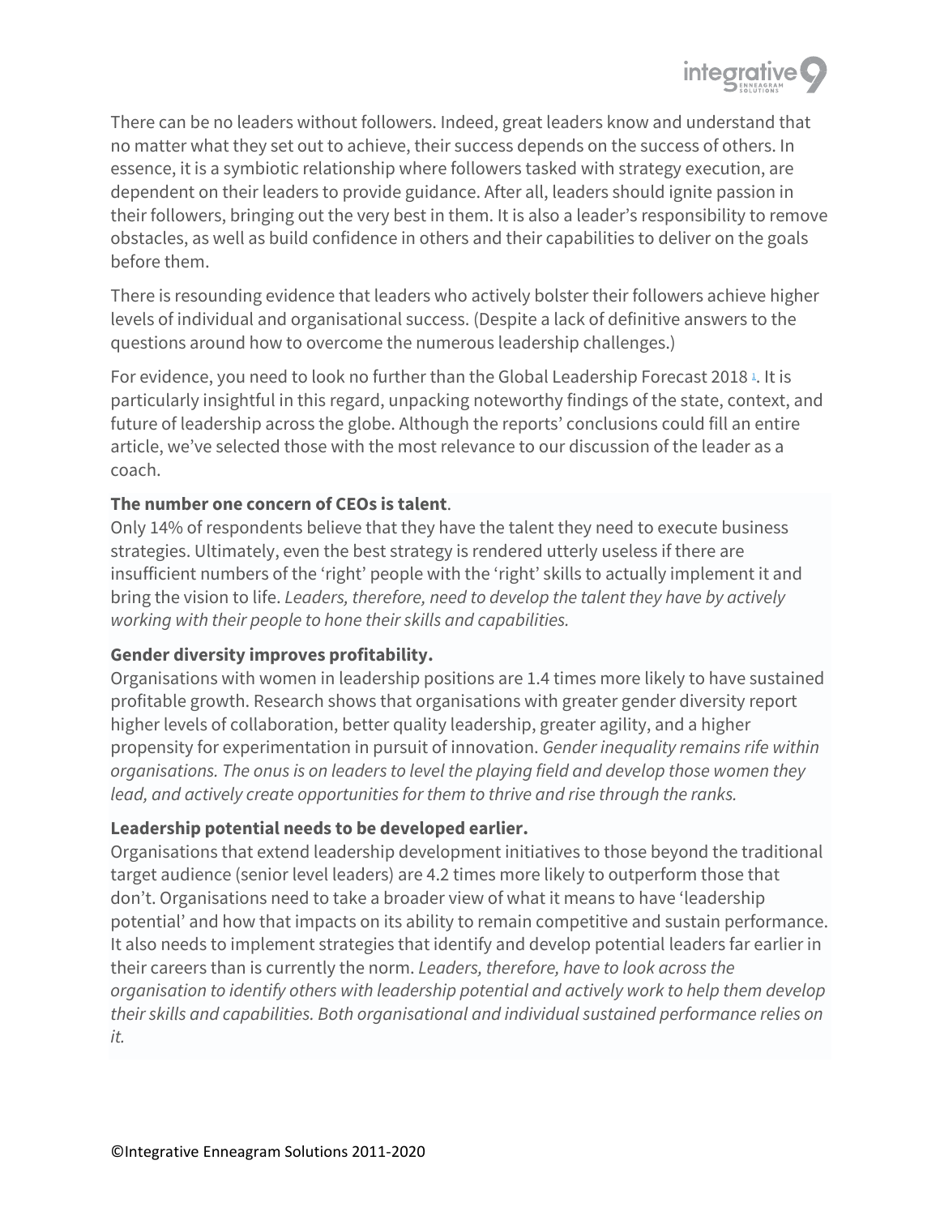There can be no leaders without followers. Indeed, great leaders know and understand that no matter what they set out to achieve, their success depends on the success of others. In essence, it is a symbiotic relationship where followers tasked with strategy execution, are dependent on their leaders to provide guidance. After all, leaders should ignite passion in their followers, bringing out the very best in them. It is also a leader's responsibility to remove obstacles, as well as build confidence in others and their capabilities to deliver on the goals before them.

There is resounding evidence that leaders who actively bolster their followers achieve higher levels of individual and organisational success. (Despite a lack of definitive answers to the questions around how to overcome the numerous leadership challenges.)

For evidence, you need to look no further than the Global Leadership Forecast 2018 [1]. It is particularly insightful in this regard, unpacking noteworthy findings of the state, context, and future of leadership across the globe. Although the reports' conclusions could fill an entire article, we've selected those with the most relevance to our discussion of the leader as a coach.

**The number one concern of CEOs is talent**.
Only 14% of respondents believe that they have the talent they need to execute business strategies. Ultimately, even the best strategy is rendered utterly useless if there are insufficient numbers of the 'right' people with the 'right' skills to actually implement it and bring the vision to life. *Leaders, therefore, need to develop the talent they have by actively working with their people to hone their skills and capabilities.*

**Gender diversity improves profitability.**
Organisations with women in leadership positions are 1.4 times more likely to have sustained profitable growth. Research shows that organisations with greater gender diversity report higher levels of collaboration, better quality leadership, greater agility, and a higher propensity for experimentation in pursuit of innovation. *Gender inequality remains rife within organisations. The onus is on leaders to level the playing field and develop those women they lead, and actively create opportunities for them to thrive and rise through the ranks.*

**Leadership potential needs to be developed earlier.**
Organisations that extend leadership development initiatives to those beyond the traditional target audience (senior level leaders) are 4.2 times more likely to outperform those that don't. Organisations need to take a broader view of what it means to have 'leadership potential' and how that impacts on its ability to remain competitive and sustain performance. It also needs to implement strategies that identify and develop potential leaders far earlier in their careers than is currently the norm. *Leaders, therefore, have to look across the organisation to identify others with leadership potential and actively work to help them develop their skills and capabilities. Both organisational and individual sustained performance relies on it.*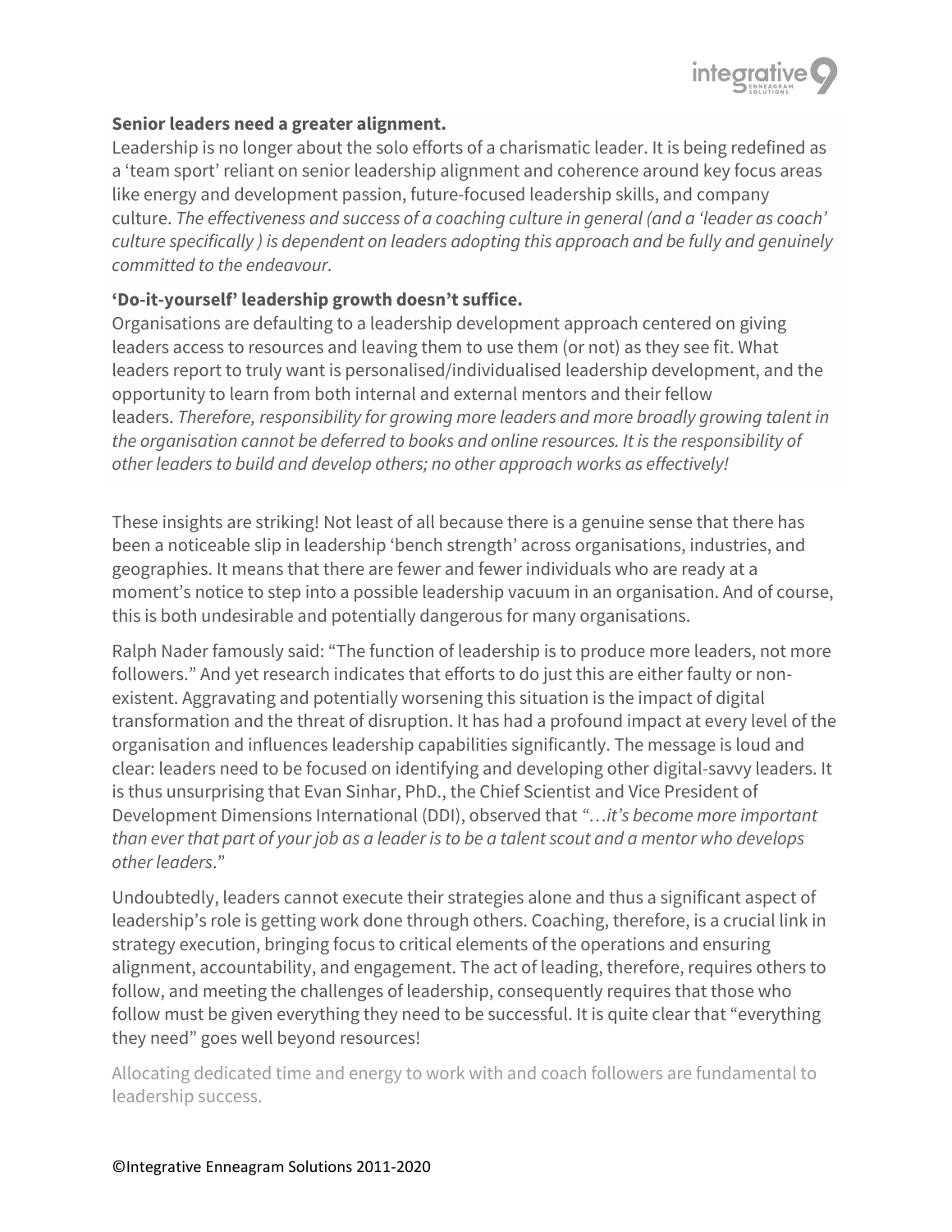**Senior leaders need a greater alignment.**
Leadership is no longer about the solo efforts of a charismatic leader. It is being redefined as a 'team sport' reliant on senior leadership alignment and coherence around key focus areas like energy and development passion, future-focused leadership skills, and company culture. *The effectiveness and success of a coaching culture in general (and a 'leader as coach' culture specifically ) is dependent on leaders adopting this approach and be fully and genuinely committed to the endeavour.*

**'Do-it-yourself' leadership growth doesn't suffice.**
Organisations are defaulting to a leadership development approach centered on giving leaders access to resources and leaving them to use them (or not) as they see fit. What leaders report to truly want is personalised/individualised leadership development, and the opportunity to learn from both internal and external mentors and their fellow leaders. *Therefore, responsibility for growing more leaders and more broadly growing talent in the organisation cannot be deferred to books and online resources. It is the responsibility of other leaders to build and develop others; no other approach works as effectively!*

These insights are striking! Not least of all because there is a genuine sense that there has been a noticeable slip in leadership 'bench strength' across organisations, industries, and geographies. It means that there are fewer and fewer individuals who are ready at a moment's notice to step into a possible leadership vacuum in an organisation. And of course, this is both undesirable and potentially dangerous for many organisations.

Ralph Nader famously said: "The function of leadership is to produce more leaders, not more followers." And yet research indicates that efforts to do just this are either faulty or non-existent. Aggravating and potentially worsening this situation is the impact of digital transformation and the threat of disruption. It has had a profound impact at every level of the organisation and influences leadership capabilities significantly. The message is loud and clear: leaders need to be focused on identifying and developing other digital-savvy leaders. It is thus unsurprising that Evan Sinhar, PhD., the Chief Scientist and Vice President of Development Dimensions International (DDI), observed that *"…it's become more important than ever that part of your job as a leader is to be a talent scout and a mentor who develops other leaders*."

Undoubtedly, leaders cannot execute their strategies alone and thus a significant aspect of leadership's role is getting work done through others. Coaching, therefore, is a crucial link in strategy execution, bringing focus to critical elements of the operations and ensuring alignment, accountability, and engagement. The act of leading, therefore, requires others to follow, and meeting the challenges of leadership, consequently requires that those who follow must be given everything they need to be successful. It is quite clear that "everything they need" goes well beyond resources!

Allocating dedicated time and energy to work with and coach followers are fundamental to leadership success.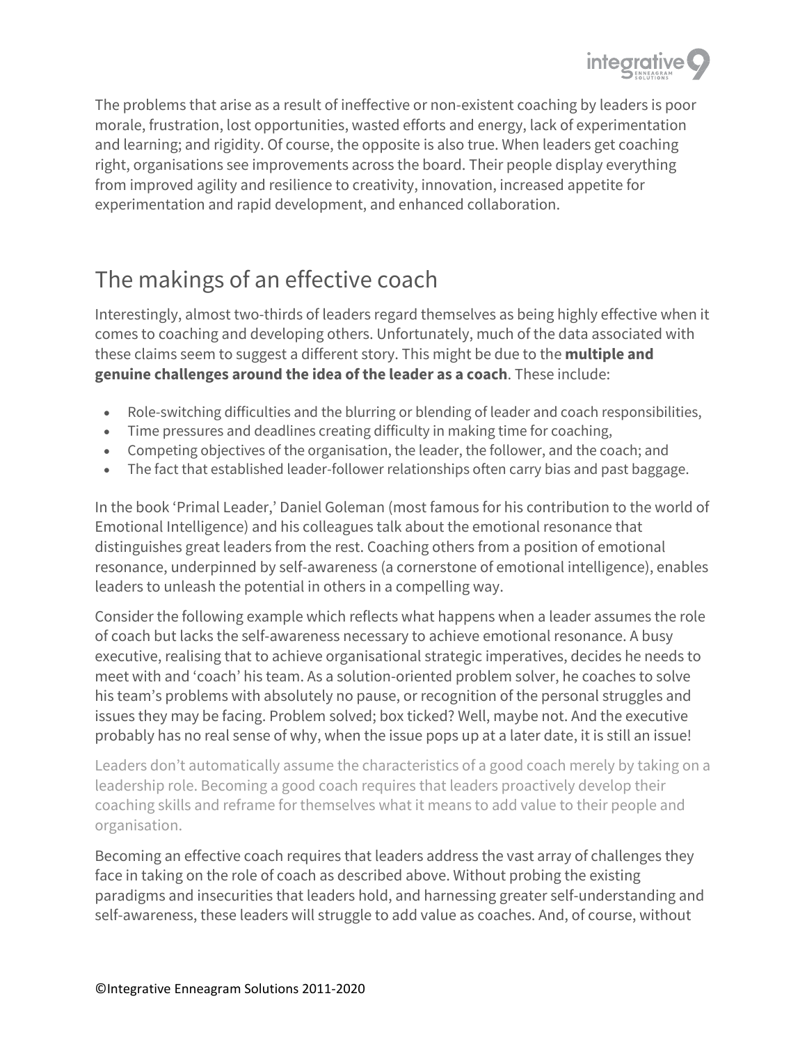The problems that arise as a result of ineffective or non-existent coaching by leaders is poor morale, frustration, lost opportunities, wasted efforts and energy, lack of experimentation and learning; and rigidity. Of course, the opposite is also true. When leaders get coaching right, organisations see improvements across the board. Their people display everything from improved agility and resilience to creativity, innovation, increased appetite for experimentation and rapid development, and enhanced collaboration.

## The makings of an effective coach

Interestingly, almost two-thirds of leaders regard themselves as being highly effective when it comes to coaching and developing others. Unfortunately, much of the data associated with these claims seem to suggest a different story. This might be due to the **multiple and genuine challenges around the idea of the leader as a coach**. These include:

- Role-switching difficulties and the blurring or blending of leader and coach responsibilities,
- Time pressures and deadlines creating difficulty in making time for coaching,
- Competing objectives of the organisation, the leader, the follower, and the coach; and
- The fact that established leader-follower relationships often carry bias and past baggage.

In the book 'Primal Leader,' Daniel Goleman (most famous for his contribution to the world of Emotional Intelligence) and his colleagues talk about the emotional resonance that distinguishes great leaders from the rest. Coaching others from a position of emotional resonance, underpinned by self-awareness (a cornerstone of emotional intelligence), enables leaders to unleash the potential in others in a compelling way.

Consider the following example which reflects what happens when a leader assumes the role of coach but lacks the self-awareness necessary to achieve emotional resonance. A busy executive, realising that to achieve organisational strategic imperatives, decides he needs to meet with and 'coach' his team. As a solution-oriented problem solver, he coaches to solve his team's problems with absolutely no pause, or recognition of the personal struggles and issues they may be facing. Problem solved; box ticked? Well, maybe not. And the executive probably has no real sense of why, when the issue pops up at a later date, it is still an issue!

Leaders don't automatically assume the characteristics of a good coach merely by taking on a leadership role. Becoming a good coach requires that leaders proactively develop their coaching skills and reframe for themselves what it means to add value to their people and organisation.

Becoming an effective coach requires that leaders address the vast array of challenges they face in taking on the role of coach as described above. Without probing the existing paradigms and insecurities that leaders hold, and harnessing greater self-understanding and self-awareness, these leaders will struggle to add value as coaches. And, of course, without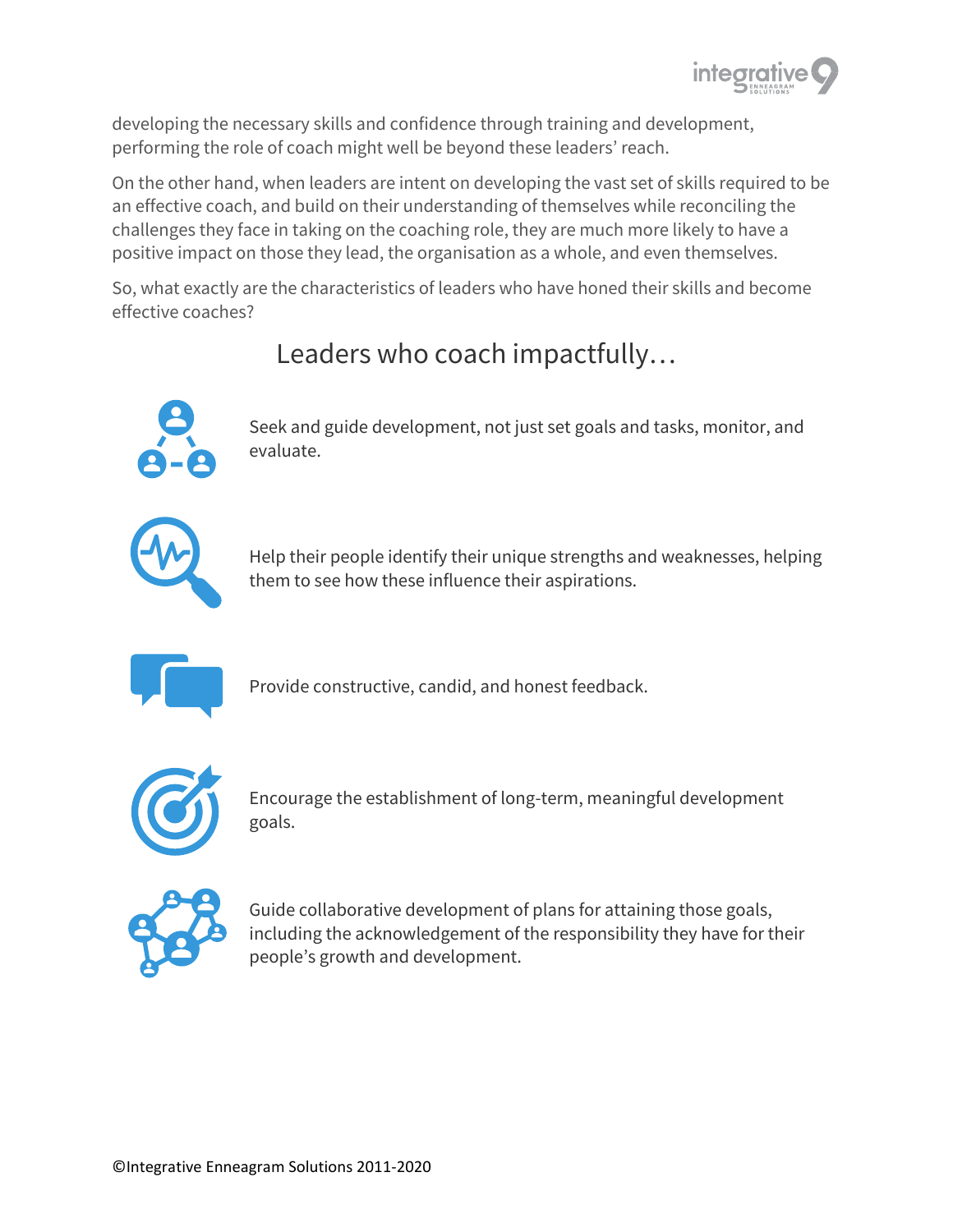developing the necessary skills and confidence through training and development, performing the role of coach might well be beyond these leaders' reach.

On the other hand, when leaders are intent on developing the vast set of skills required to be an effective coach, and build on their understanding of themselves while reconciling the challenges they face in taking on the coaching role, they are much more likely to have a positive impact on those they lead, the organisation as a whole, and even themselves.

So, what exactly are the characteristics of leaders who have honed their skills and become effective coaches?

## Leaders who coach impactfully…

- Seek and guide development, not just set goals and tasks, monitor, and evaluate.
- Help their people identify their unique strengths and weaknesses, helping them to see how these influence their aspirations.
- Provide constructive, candid, and honest feedback.
- Encourage the establishment of long-term, meaningful development goals.
- Guide collaborative development of plans for attaining those goals, including the acknowledgement of the responsibility they have for their people's growth and development.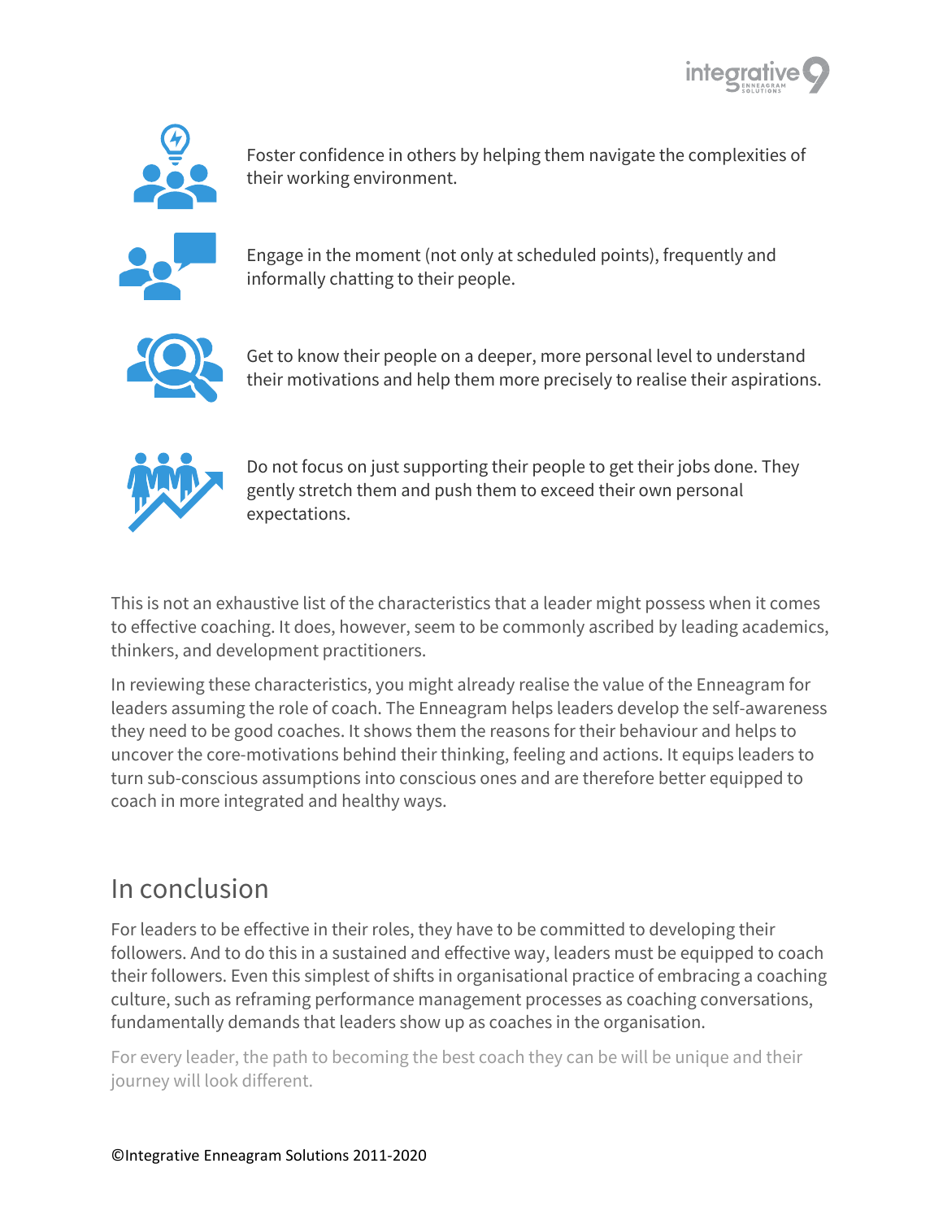Foster confidence in others by helping them navigate the complexities of their working environment.

Engage in the moment (not only at scheduled points), frequently and informally chatting to their people.

Get to know their people on a deeper, more personal level to understand their motivations and help them more precisely to realise their aspirations.

Do not focus on just supporting their people to get their jobs done. They gently stretch them and push them to exceed their own personal expectations.

This is not an exhaustive list of the characteristics that a leader might possess when it comes to effective coaching. It does, however, seem to be commonly ascribed by leading academics, thinkers, and development practitioners.

In reviewing these characteristics, you might already realise the value of the Enneagram for leaders assuming the role of coach. The Enneagram helps leaders develop the self-awareness they need to be good coaches. It shows them the reasons for their behaviour and helps to uncover the core-motivations behind their thinking, feeling and actions. It equips leaders to turn sub-conscious assumptions into conscious ones and are therefore better equipped to coach in more integrated and healthy ways.

## In conclusion

For leaders to be effective in their roles, they have to be committed to developing their followers. And to do this in a sustained and effective way, leaders must be equipped to coach their followers. Even this simplest of shifts in organisational practice of embracing a coaching culture, such as reframing performance management processes as coaching conversations, fundamentally demands that leaders show up as coaches in the organisation.

For every leader, the path to becoming the best coach they can be will be unique and their journey will look different.

©Integrative Enneagram Solutions 2011-2020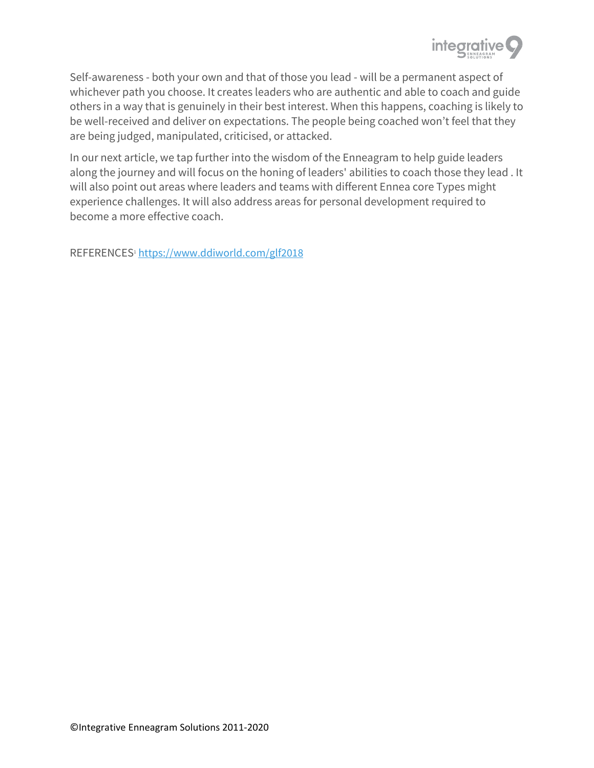Self-awareness - both your own and that of those you lead - will be a permanent aspect of whichever path you choose. It creates leaders who are authentic and able to coach and guide others in a way that is genuinely in their best interest. When this happens, coaching is likely to be well-received and deliver on expectations. The people being coached won't feel that they are being judged, manipulated, criticised, or attacked.

In our next article, we tap further into the wisdom of the Enneagram to help guide leaders along the journey and will focus on the honing of leaders' abilities to coach those they lead . It will also point out areas where leaders and teams with different Ennea core Types might experience challenges. It will also address areas for personal development required to become a more effective coach.

REFERENCES[1] https://www.ddiworld.com/glf2018